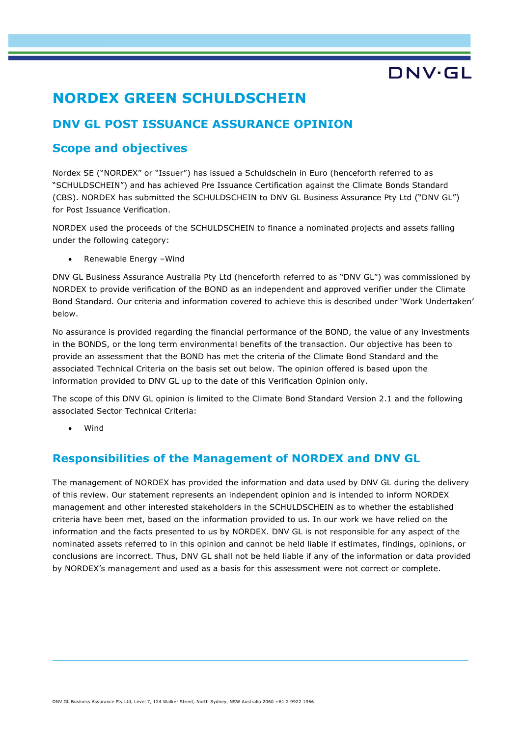# NORDEX GREEN SCHULDSCHEIN

## DNV GL POST ISSUANCE ASSURANCE OPINION

## Scope and objectives

Nordex SE ("NORDEX" or "Issuer") has issued a Schuldschein in Euro (henceforth referred to as "SCHULDSCHEIN") and has achieved Pre Issuance Certification against the Climate Bonds Standard (CBS). NORDEX has submitted the SCHULDSCHEIN to DNV GL Business Assurance Pty Ltd ("DNV GL") for Post Issuance Verification.

NORDEX used the proceeds of the SCHULDSCHEIN to finance a nominated projects and assets falling under the following category:

- Renewable Energy –Wind

DNV GL Business Assurance Australia Pty Ltd (henceforth referred to as "DNV GL") was commissioned by NORDEX to provide verification of the BOND as an independent and approved verifier under the Climate Bond Standard. Our criteria and information covered to achieve this is described under 'Work Undertaken' below.

No assurance is provided regarding the financial performance of the BOND, the value of any investments in the BONDS, or the long term environmental benefits of the transaction. Our objective has been to provide an assessment that the BOND has met the criteria of the Climate Bond Standard and the associated Technical Criteria on the basis set out below. The opinion offered is based upon the information provided to DNV GL up to the date of this Verification Opinion only.

The scope of this DNV GL opinion is limited to the Climate Bond Standard Version 2.1 and the following associated Sector Technical Criteria:

- Wind

## Responsibilities of the Management of NORDEX and DNV GL

The management of NORDEX has provided the information and data used by DNV GL during the delivery of this review. Our statement represents an independent opinion and is intended to inform NORDEX management and other interested stakeholders in the SCHULDSCHEIN as to whether the established criteria have been met, based on the information provided to us. In our work we have relied on the information and the facts presented to us by NORDEX. DNV GL is not responsible for any aspect of the nominated assets referred to in this opinion and cannot be held liable if estimates, findings, opinions, or conclusions are incorrect. Thus, DNV GL shall not be held liable if any of the information or data provided by NORDEX's management and used as a basis for this assessment were not correct or complete.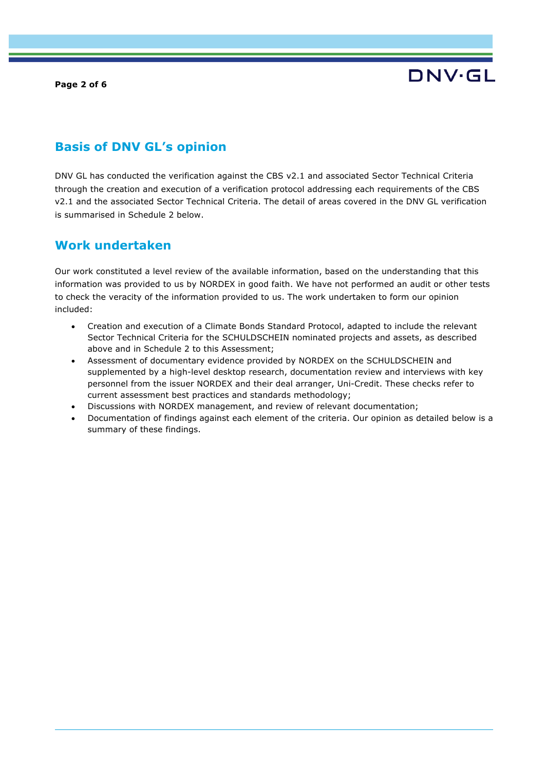## Basis of DNV GL's opinion

DNV GL has conducted the verification against the CBS v2.1 and associated Sector Technical Criteria through the creation and execution of a verification protocol addressing each requirements of the CBS v2.1 and the associated Sector Technical Criteria. The detail of areas covered in the DNV GL verification is summarised in Schedule 2 below.

## Work undertaken

Our work constituted a level review of the available information, based on the understanding that this information was provided to us by NORDEX in good faith. We have not performed an audit or other tests to check the veracity of the information provided to us. The work undertaken to form our opinion included:

- Creation and execution of a Climate Bonds Standard Protocol, adapted to include the relevant Sector Technical Criteria for the SCHULDSCHEIN nominated projects and assets, as described above and in Schedule 2 to this Assessment;
- Assessment of documentary evidence provided by NORDEX on the SCHULDSCHEIN and supplemented by a high-level desktop research, documentation review and interviews with key personnel from the issuer NORDEX and their deal arranger, Uni-Credit. These checks refer to current assessment best practices and standards methodology;
- Discussions with NORDEX management, and review of relevant documentation;
- Documentation of findings against each element of the criteria. Our opinion as detailed below is a summary of these findings.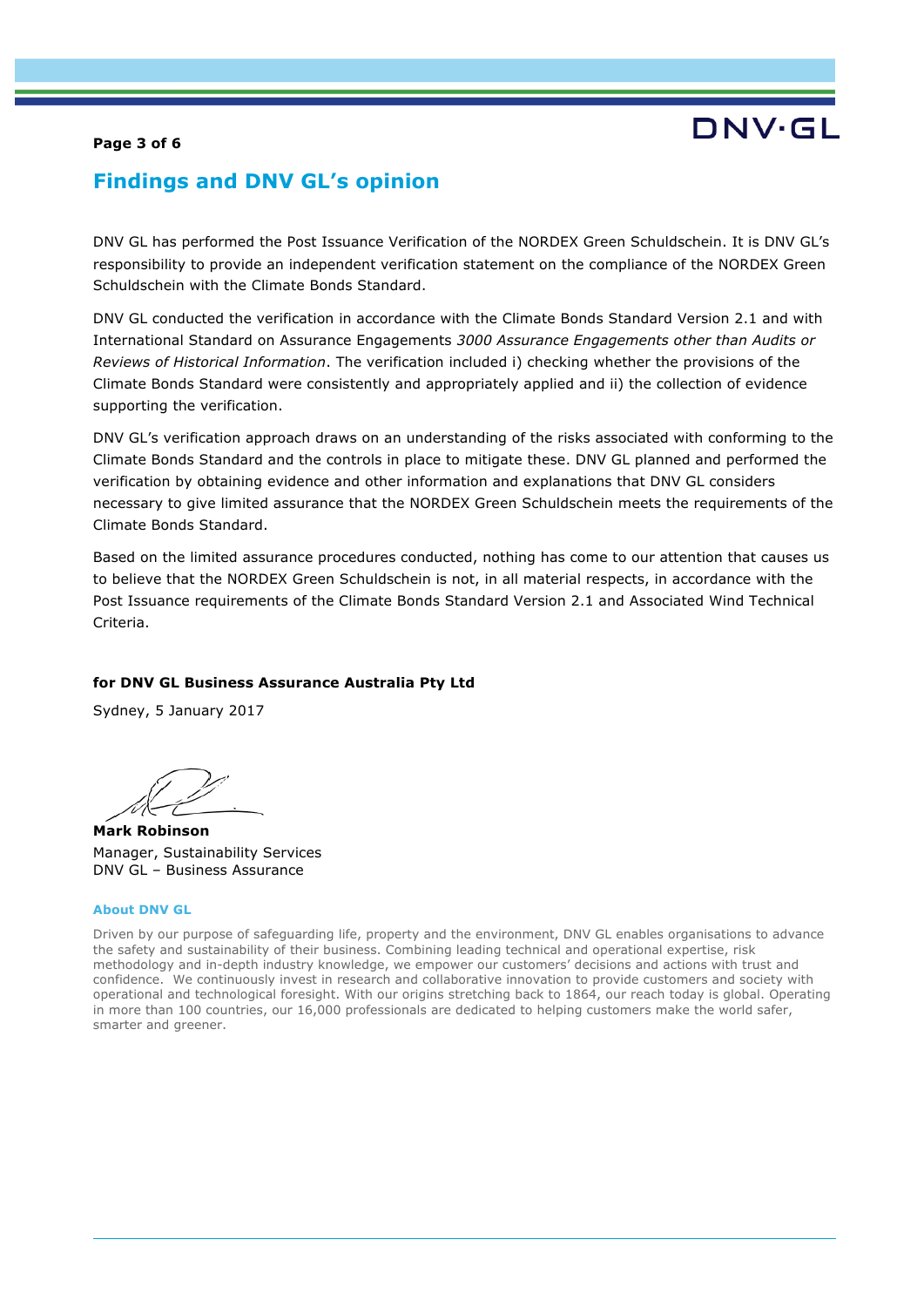## Findings and DNV GL's opinion

DNV GL has performed the Post Issuance Verification of the NORDEX Green Schuldschein. It is DNV GL's responsibility to provide an independent verification statement on the compliance of the NORDEX Green Schuldschein with the Climate Bonds Standard.

DNV GL conducted the verification in accordance with the Climate Bonds Standard Version 2.1 and with International Standard on Assurance Engagements *3000 Assurance Engagements other than Audits or Reviews of Historical Information*. The verification included i) checking whether the provisions of the Climate Bonds Standard were consistently and appropriately applied and ii) the collection of evidence supporting the verification.

DNV GL's verification approach draws on an understanding of the risks associated with conforming to the Climate Bonds Standard and the controls in place to mitigate these. DNV GL planned and performed the verification by obtaining evidence and other information and explanations that DNV GL considers necessary to give limited assurance that the NORDEX Green Schuldschein meets the requirements of the Climate Bonds Standard.

Based on the limited assurance procedures conducted, nothing has come to our attention that causes us to believe that the NORDEX Green Schuldschein is not, in all material respects, in accordance with the Post Issuance requirements of the Climate Bonds Standard Version 2.1 and Associated Wind Technical Criteria.

**for DNV GL Business Assurance Australia Pty Ltd**

Sydney, 5 January 2017

**Mark Robinson**
Manager, Sustainability Services
DNV GL – Business Assurance

**About DNV GL**

Driven by our purpose of safeguarding life, property and the environment, DNV GL enables organisations to advance the safety and sustainability of their business. Combining leading technical and operational expertise, risk methodology and in-depth industry knowledge, we empower our customers' decisions and actions with trust and confidence. We continuously invest in research and collaborative innovation to provide customers and society with operational and technological foresight. With our origins stretching back to 1864, our reach today is global. Operating in more than 100 countries, our 16,000 professionals are dedicated to helping customers make the world safer, smarter and greener.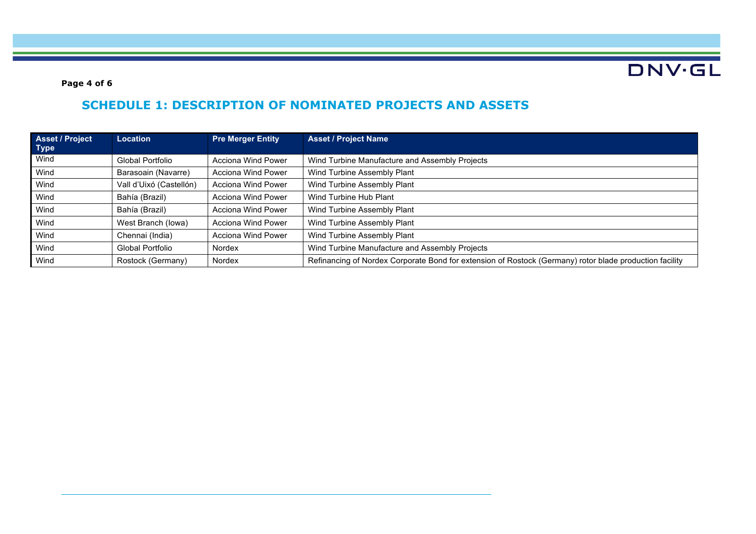## SCHEDULE 1: DESCRIPTION OF NOMINATED PROJECTS AND ASSETS

| Asset / Project Type | Location | Pre Merger Entity | Asset / Project Name |
|---|---|---|---|
| Wind | Global Portfolio | Acciona Wind Power | Wind Turbine Manufacture and Assembly Projects |
| Wind | Barasoain (Navarre) | Acciona Wind Power | Wind Turbine Assembly Plant |
| Wind | Vall d'Uixó (Castellón) | Acciona Wind Power | Wind Turbine Assembly Plant |
| Wind | Bahía (Brazil) | Acciona Wind Power | Wind Turbine Hub Plant |
| Wind | Bahía (Brazil) | Acciona Wind Power | Wind Turbine Assembly Plant |
| Wind | West Branch (Iowa) | Acciona Wind Power | Wind Turbine Assembly Plant |
| Wind | Chennai (India) | Acciona Wind Power | Wind Turbine Assembly Plant |
| Wind | Global Portfolio | Nordex | Wind Turbine Manufacture and Assembly Projects |
| Wind | Rostock (Germany) | Nordex | Refinancing of Nordex Corporate Bond for extension of Rostock (Germany) rotor blade production facility |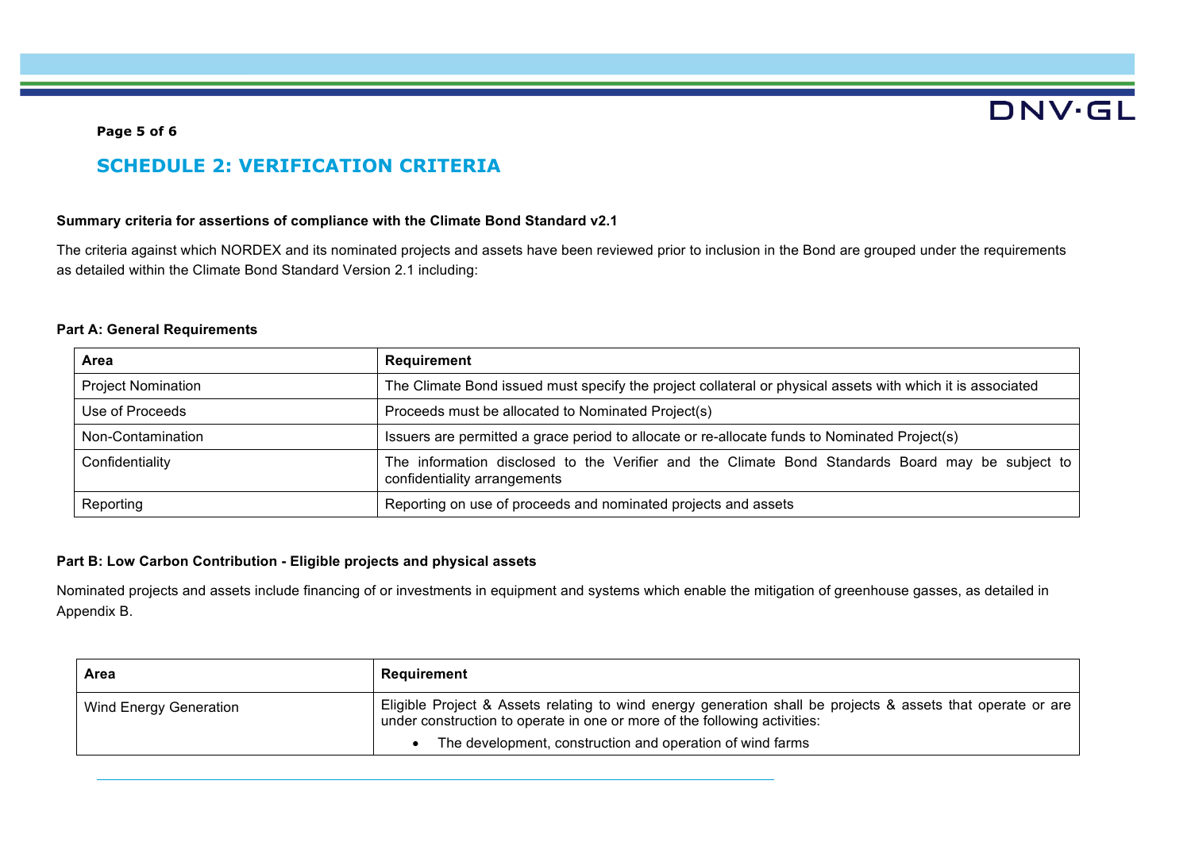## SCHEDULE 2: VERIFICATION CRITERIA

**Summary criteria for assertions of compliance with the Climate Bond Standard v2.1**

The criteria against which NORDEX and its nominated projects and assets have been reviewed prior to inclusion in the Bond are grouped under the requirements as detailed within the Climate Bond Standard Version 2.1 including:

**Part A: General Requirements**

| Area | Requirement |
|---|---|
| Project Nomination | The Climate Bond issued must specify the project collateral or physical assets with which it is associated |
| Use of Proceeds | Proceeds must be allocated to Nominated Project(s) |
| Non-Contamination | Issuers are permitted a grace period to allocate or re-allocate funds to Nominated Project(s) |
| Confidentiality | The information disclosed to the Verifier and the Climate Bond Standards Board may be subject to confidentiality arrangements |
| Reporting | Reporting on use of proceeds and nominated projects and assets |

**Part B: Low Carbon Contribution - Eligible projects and physical assets**

Nominated projects and assets include financing of or investments in equipment and systems which enable the mitigation of greenhouse gasses, as detailed in Appendix B.

| Area | Requirement |
|---|---|
| Wind Energy Generation | Eligible Project & Assets relating to wind energy generation shall be projects & assets that operate or are under construction to operate in one or more of the following activities:<br>• The development, construction and operation of wind farms |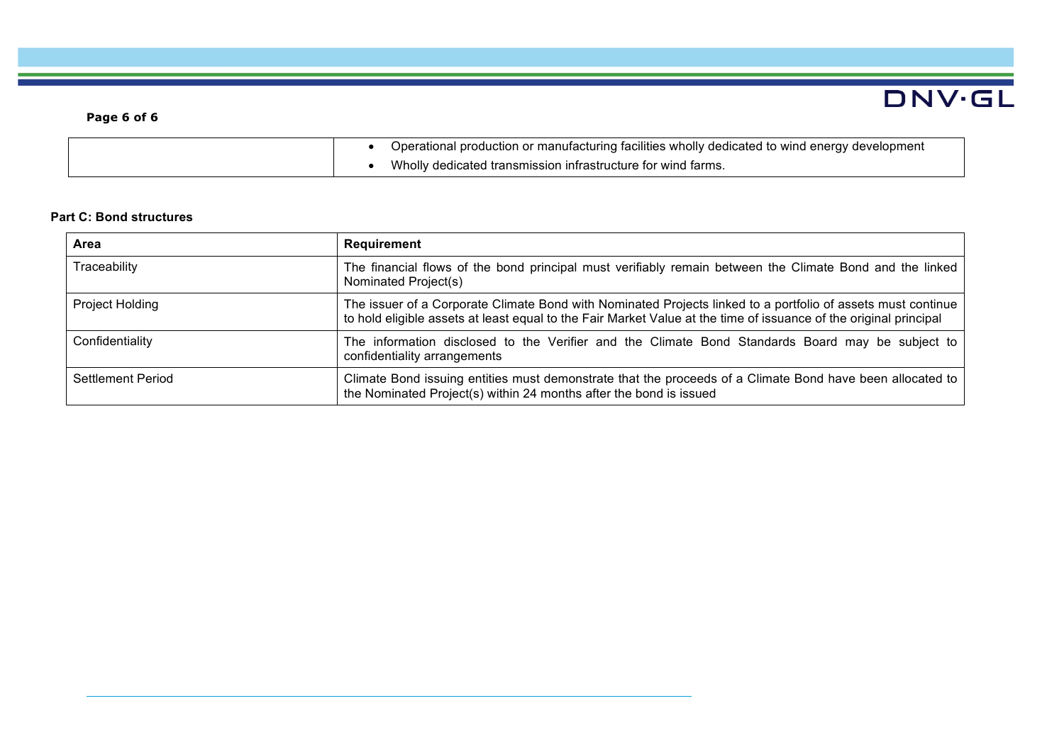| | |
|---|---|
| | • Operational production or manufacturing facilities wholly dedicated to wind energy development<br>• Wholly dedicated transmission infrastructure for wind farms. |

**Part C: Bond structures**

| Area | Requirement |
|---|---|
| Traceability | The financial flows of the bond principal must verifiably remain between the Climate Bond and the linked Nominated Project(s) |
| Project Holding | The issuer of a Corporate Climate Bond with Nominated Projects linked to a portfolio of assets must continue to hold eligible assets at least equal to the Fair Market Value at the time of issuance of the original principal |
| Confidentiality | The information disclosed to the Verifier and the Climate Bond Standards Board may be subject to confidentiality arrangements |
| Settlement Period | Climate Bond issuing entities must demonstrate that the proceeds of a Climate Bond have been allocated to the Nominated Project(s) within 24 months after the bond is issued |